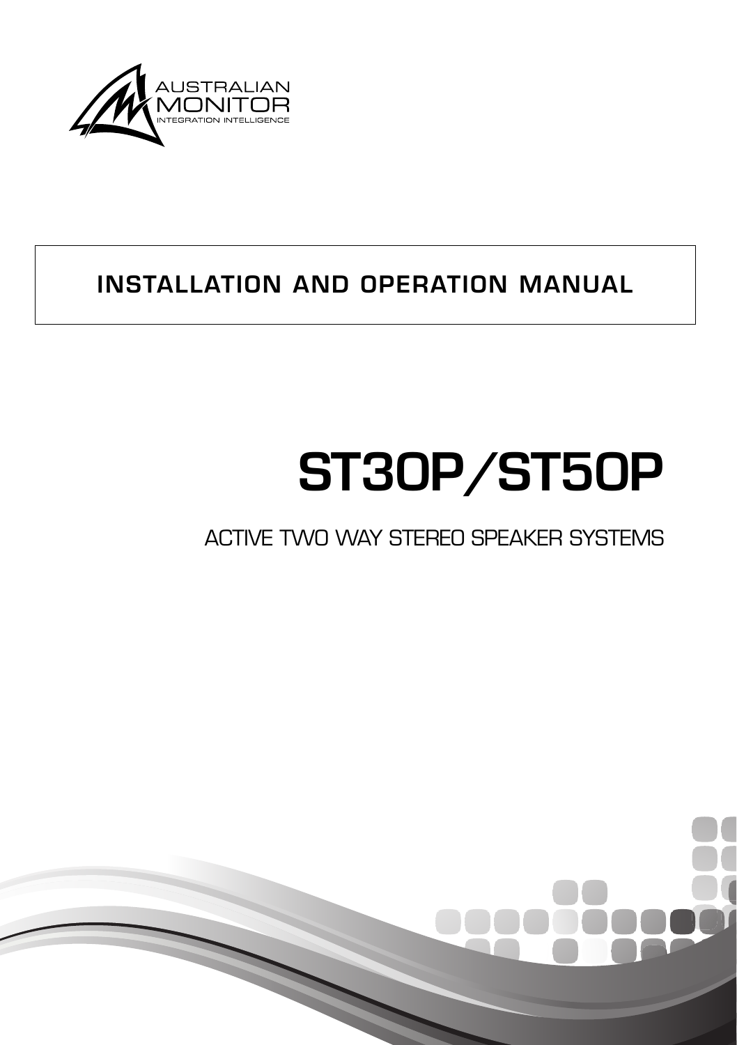AUSTRALIAN MONITOR

INTEGRATION INTELLIGENCE

## INSTALLATION AND OPERATION MANUAL

# ST30P/ST50P

ACTIVE TWO WAY STEREO SPEAKER SYSTEMS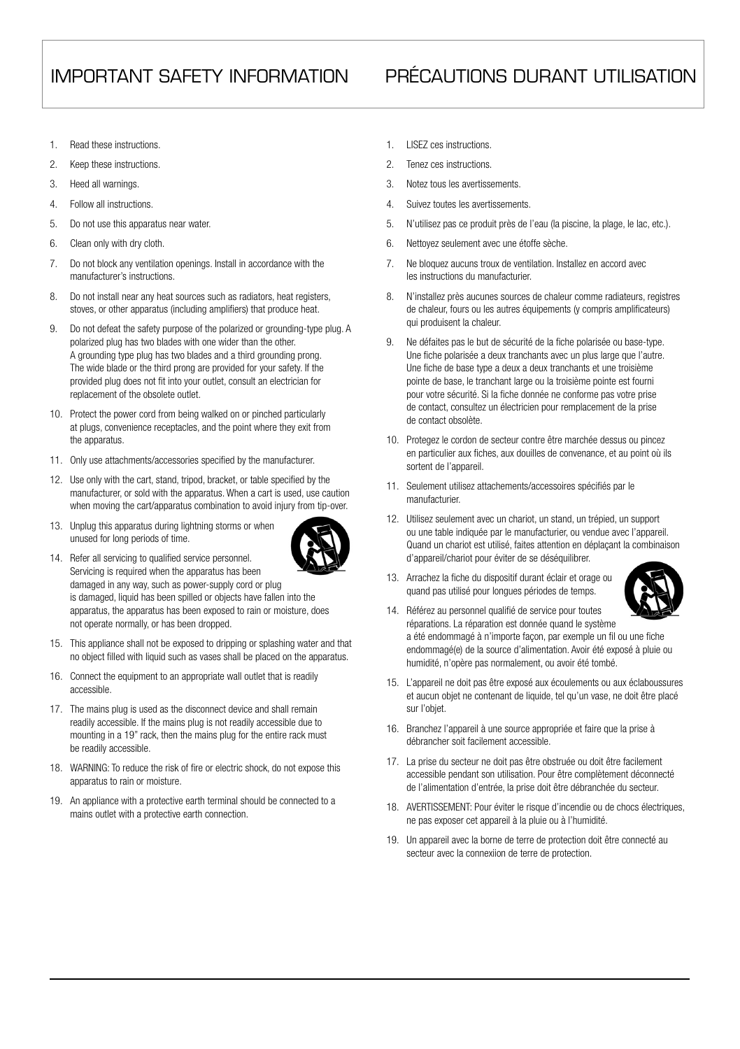# IMPORTANT SAFETY INFORMATION

1. Read these instructions.
2. Keep these instructions.
3. Heed all warnings.
4. Follow all instructions.
5. Do not use this apparatus near water.
6. Clean only with dry cloth.
7. Do not block any ventilation openings. Install in accordance with the manufacturer's instructions.
8. Do not install near any heat sources such as radiators, heat registers, stoves, or other apparatus (including amplifiers) that produce heat.
9. Do not defeat the safety purpose of the polarized or grounding-type plug. A polarized plug has two blades with one wider than the other. A grounding type plug has two blades and a third grounding prong. The wide blade or the third prong are provided for your safety. If the provided plug does not fit into your outlet, consult an electrician for replacement of the obsolete outlet.
10. Protect the power cord from being walked on or pinched particularly at plugs, convenience receptacles, and the point where they exit from the apparatus.
11. Only use attachments/accessories specified by the manufacturer.
12. Use only with the cart, stand, tripod, bracket, or table specified by the manufacturer, or sold with the apparatus. When a cart is used, use caution when moving the cart/apparatus combination to avoid injury from tip-over.
13. Unplug this apparatus during lightning storms or when unused for long periods of time.
14. Refer all servicing to qualified service personnel. Servicing is required when the apparatus has been damaged in any way, such as power-supply cord or plug is damaged, liquid has been spilled or objects have fallen into the apparatus, the apparatus has been exposed to rain or moisture, does not operate normally, or has been dropped.
15. This appliance shall not be exposed to dripping or splashing water and that no object filled with liquid such as vases shall be placed on the apparatus.
16. Connect the equipment to an appropriate wall outlet that is readily accessible.
17. The mains plug is used as the disconnect device and shall remain readily accessible. If the mains plug is not readily accessible due to mounting in a 19" rack, then the mains plug for the entire rack must be readily accessible.
18. WARNING: To reduce the risk of fire or electric shock, do not expose this apparatus to rain or moisture.
19. An appliance with a protective earth terminal should be connected to a mains outlet with a protective earth connection.

# PRÉCAUTIONS DURANT UTILISATION

1. LISEZ ces instructions.
2. Tenez ces instructions.
3. Notez tous les avertissements.
4. Suivez toutes les avertissements.
5. N'utilisez pas ce produit près de l'eau (la piscine, la plage, le lac, etc.).
6. Nettoyez seulement avec une étoffe sèche.
7. Ne bloquez aucuns troux de ventilation. Installez en accord avec les instructions du manufacturier.
8. N'installez près aucunes sources de chaleur comme radiateurs, registres de chaleur, fours ou les autres équipements (y compris amplificateurs) qui produisent la chaleur.
9. Ne défaites pas le but de sécurité de la fiche polarisée ou base-type. Une fiche polarisée a deux tranchants avec un plus large que l'autre. Une fiche de base type a deux a deux tranchants et une troisième pointe de base, le tranchant large ou la troisième pointe est fourni pour votre sécurité. Si la fiche donnée ne conforme pas votre prise de contact, consultez un électricien pour remplacement de la prise de contact obsolète.
10. Protegez le cordon de secteur contre être marchée dessus ou pincez en particulier aux fiches, aux douilles de convenance, et au point où ils sortent de l'appareil.
11. Seulement utilisez attachements/accessoires spécifiés par le manufacturier.
12. Utilisez seulement avec un chariot, un stand, un trépied, un support ou une table indiquée par le manufacturier, ou vendue avec l'appareil. Quand un chariot est utilisé, faites attention en déplaçant la combinaison d'appareil/chariot pour éviter de se déséquilibrer.
13. Arrachez la fiche du dispositif durant éclair et orage ou quand pas utilisé pour longues périodes de temps.
14. Référez au personnel qualifié de service pour toutes réparations. La réparation est donnée quand le système a été endommagé à n'importe façon, par exemple un fil ou une fiche endommagé(e) de la source d'alimentation. Avoir été exposé à pluie ou humidité, n'opère pas normalement, ou avoir été tombé.
15. L'appareil ne doit pas être exposé aux écoulements ou aux éclaboussures et aucun objet ne contenant de liquide, tel qu'un vase, ne doit être placé sur l'objet.
16. Branchez l'appareil à une source appropriée et faire que la prise à débrancher soit facilement accessible.
17. La prise du secteur ne doit pas être obstruée ou doit être facilement accessible pendant son utilisation. Pour être complètement déconnecté de l'alimentation d'entrée, la prise doit être débranchée du secteur.
18. AVERTISSEMENT: Pour éviter le risque d'incendie ou de chocs électriques, ne pas exposer cet appareil à la pluie ou à l'humidité.
19. Un appareil avec la borne de terre de protection doit être connecté au secteur avec la connexiion de terre de protection.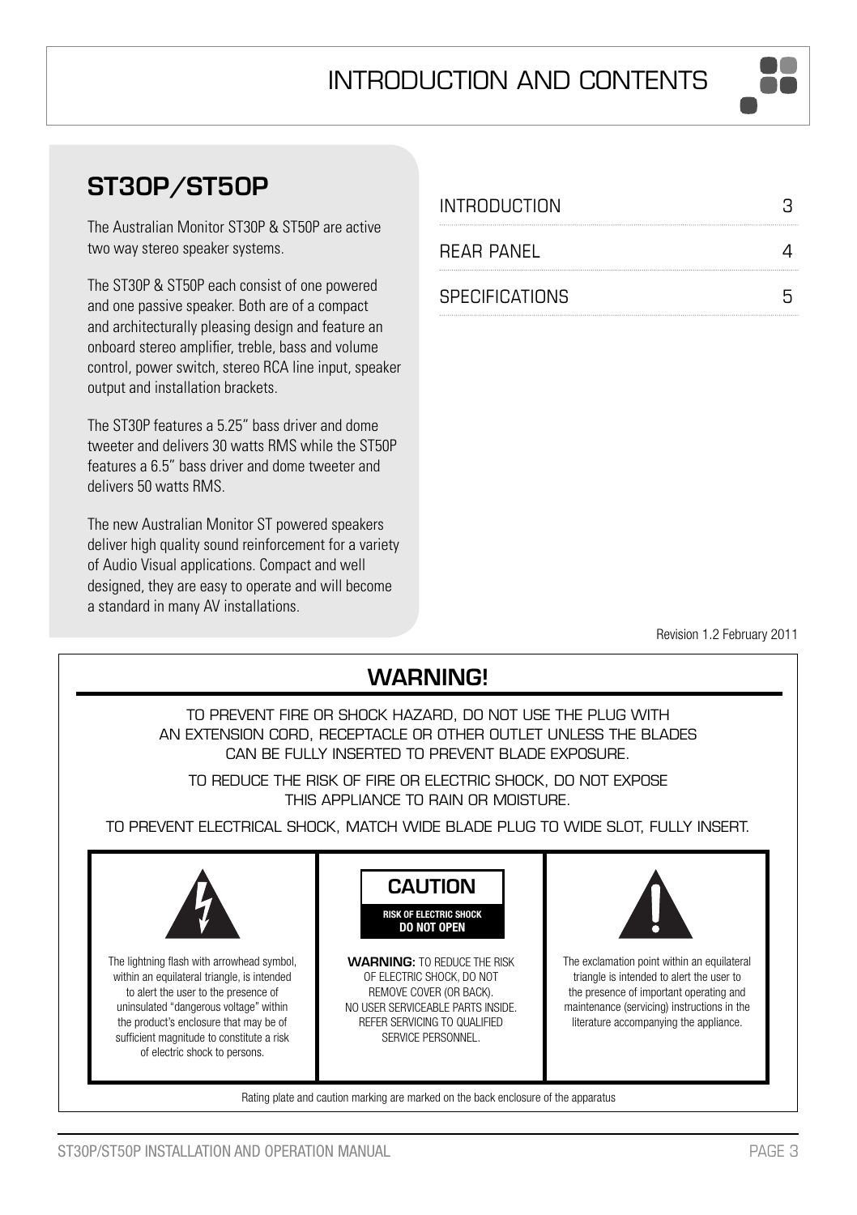# INTRODUCTION AND CONTENTS

## ST30P/ST50P

The Australian Monitor ST30P & ST50P are active two way stereo speaker systems.

The ST30P & ST50P each consist of one powered and one passive speaker. Both are of a compact and architecturally pleasing design and feature an onboard stereo amplifier, treble, bass and volume control, power switch, stereo RCA line input, speaker output and installation brackets.

The ST30P features a 5.25" bass driver and dome tweeter and delivers 30 watts RMS while the ST50P features a 6.5" bass driver and dome tweeter and delivers 50 watts RMS.

The new Australian Monitor ST powered speakers deliver high quality sound reinforcement for a variety of Audio Visual applications. Compact and well designed, they are easy to operate and will become a standard in many AV installations.

| | |
|---|---|
| INTRODUCTION | 3 |
| REAR PANEL | 4 |
| SPECIFICATIONS | 5 |

Revision 1.2 February 2011

## WARNING!

TO PREVENT FIRE OR SHOCK HAZARD, DO NOT USE THE PLUG WITH AN EXTENSION CORD, RECEPTACLE OR OTHER OUTLET UNLESS THE BLADES CAN BE FULLY INSERTED TO PREVENT BLADE EXPOSURE.

TO REDUCE THE RISK OF FIRE OR ELECTRIC SHOCK, DO NOT EXPOSE THIS APPLIANCE TO RAIN OR MOISTURE.

TO PREVENT ELECTRICAL SHOCK, MATCH WIDE BLADE PLUG TO WIDE SLOT, FULLY INSERT.

The lightning flash with arrowhead symbol, within an equilateral triangle, is intended to alert the user to the presence of uninsulated "dangerous voltage" within the product's enclosure that may be of sufficient magnitude to constitute a risk of electric shock to persons.

**CAUTION**

**RISK OF ELECTRIC SHOCK DO NOT OPEN**

**WARNING:** TO REDUCE THE RISK OF ELECTRIC SHOCK, DO NOT REMOVE COVER (OR BACK). NO USER SERVICEABLE PARTS INSIDE. REFER SERVICING TO QUALIFIED SERVICE PERSONNEL.

The exclamation point within an equilateral triangle is intended to alert the user to the presence of important operating and maintenance (servicing) instructions in the literature accompanying the appliance.

Rating plate and caution marking are marked on the back enclosure of the apparatus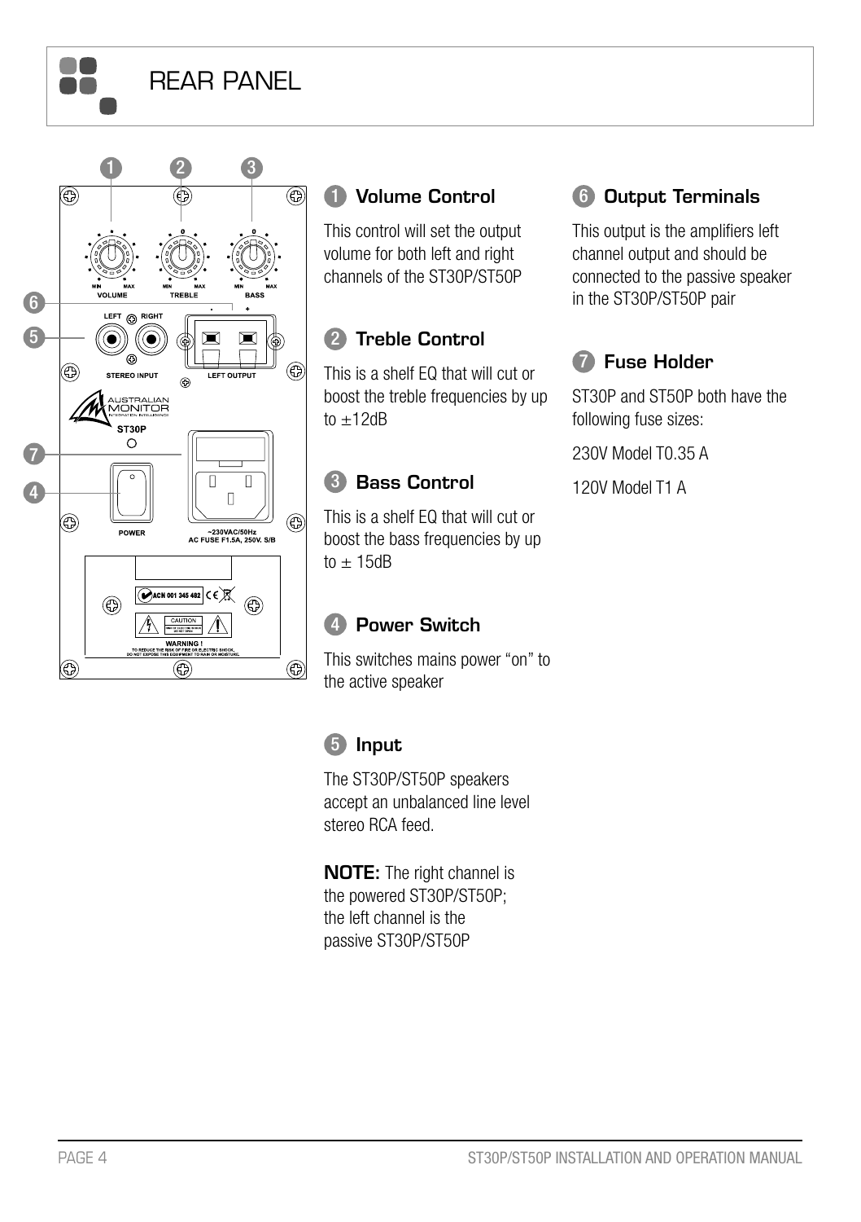# REAR PANEL

## 1 Volume Control

This control will set the output volume for both left and right channels of the ST30P/ST50P

## 2 Treble Control

This is a shelf EQ that will cut or boost the treble frequencies by up to ±12dB

## 3 Bass Control

This is a shelf EQ that will cut or boost the bass frequencies by up to ± 15dB

## 4 Power Switch

This switches mains power "on" to the active speaker

## 5 Input

The ST30P/ST50P speakers accept an unbalanced line level stereo RCA feed.

**NOTE:** The right channel is the powered ST30P/ST50P; the left channel is the passive ST30P/ST50P

## 6 Output Terminals

This output is the amplifiers left channel output and should be connected to the passive speaker in the ST30P/ST50P pair

## 7 Fuse Holder

ST30P and ST50P both have the following fuse sizes:

230V Model T0.35 A

120V Model T1 A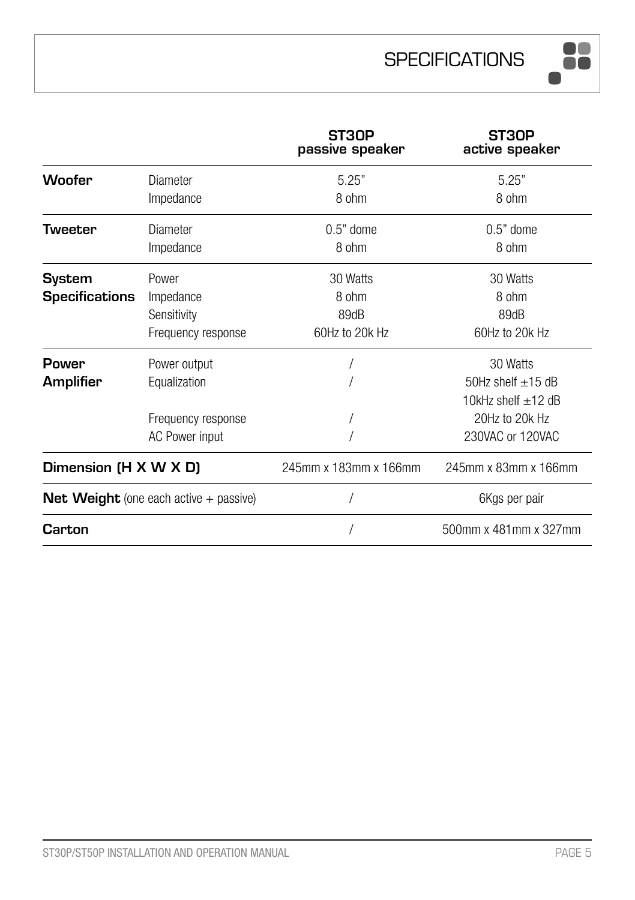# SPECIFICATIONS

| | | ST30P passive speaker | ST30P active speaker |
|---|---|---|---|
| **Woofer** | Diameter | 5.25" | 5.25" |
| | Impedance | 8 ohm | 8 ohm |
| **Tweeter** | Diameter | 0.5" dome | 0.5" dome |
| | Impedance | 8 ohm | 8 ohm |
| **System Specifications** | Power | 30 Watts | 30 Watts |
| | Impedance | 8 ohm | 8 ohm |
| | Sensitivity | 89dB | 89dB |
| | Frequency response | 60Hz to 20k Hz | 60Hz to 20k Hz |
| **Power Amplifier** | Power output | / | 30 Watts |
| | Equalization | / | 50Hz shelf ±15 dB |
| | | | 10kHz shelf ±12 dB |
| | Frequency response | / | 20Hz to 20k Hz |
| | AC Power input | / | 230VAC or 120VAC |
| **Dimension (H X W X D)** | | 245mm x 183mm x 166mm | 245mm x 83mm x 166mm |
| **Net Weight** (one each active + passive) | | / | 6Kgs per pair |
| **Carton** | | / | 500mm x 481mm x 327mm |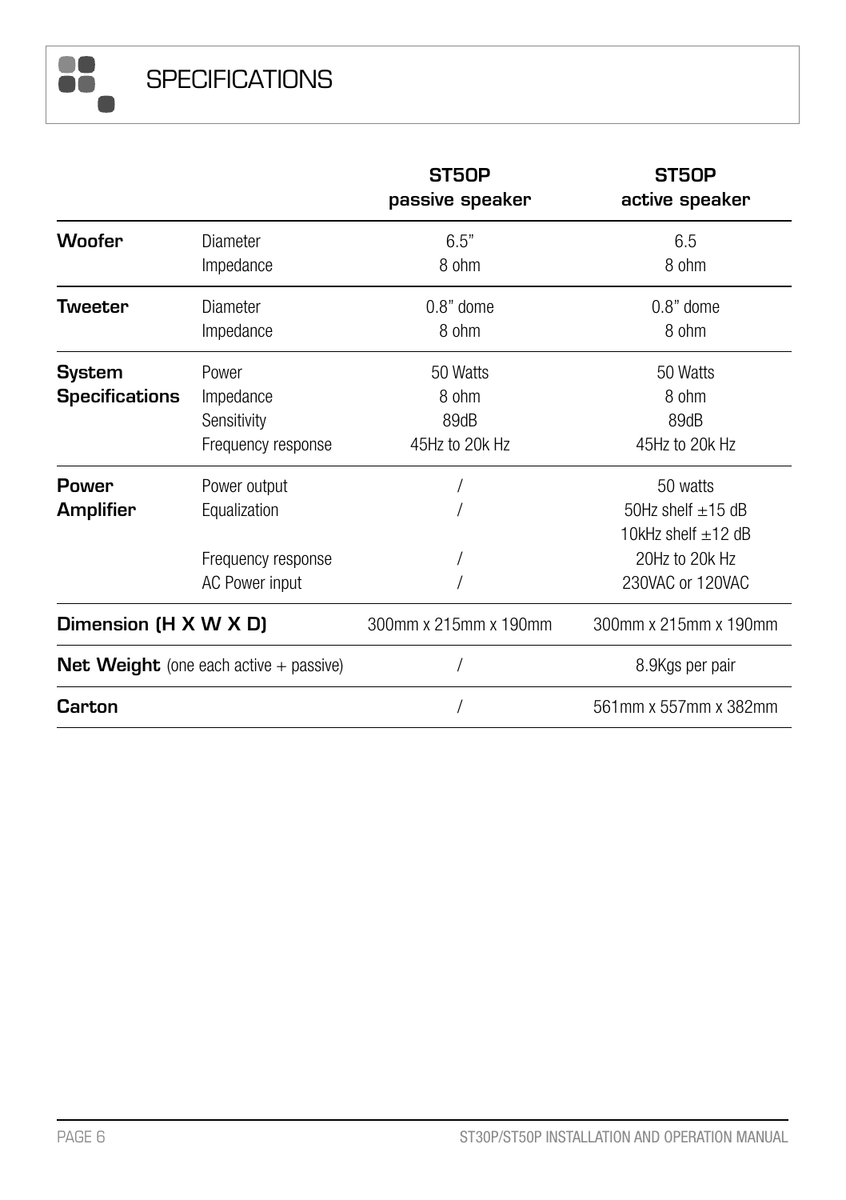# SPECIFICATIONS

| | | ST50P passive speaker | ST50P active speaker |
|---|---|---|---|
| **Woofer** | Diameter | 6.5" | 6.5 |
| | Impedance | 8 ohm | 8 ohm |
| **Tweeter** | Diameter | 0.8" dome | 0.8" dome |
| | Impedance | 8 ohm | 8 ohm |
| **System Specifications** | Power | 50 Watts | 50 Watts |
| | Impedance | 8 ohm | 8 ohm |
| | Sensitivity | 89dB | 89dB |
| | Frequency response | 45Hz to 20k Hz | 45Hz to 20k Hz |
| **Power Amplifier** | Power output | / | 50 watts |
| | Equalization | / | 50Hz shelf ±15 dB<br>10kHz shelf ±12 dB |
| | Frequency response | / | 20Hz to 20k Hz |
| | AC Power input | / | 230VAC or 120VAC |
| **Dimension (H X W X D)** | | 300mm x 215mm x 190mm | 300mm x 215mm x 190mm |
| **Net Weight** (one each active + passive) | | / | 8.9Kgs per pair |
| **Carton** | | / | 561mm x 557mm x 382mm |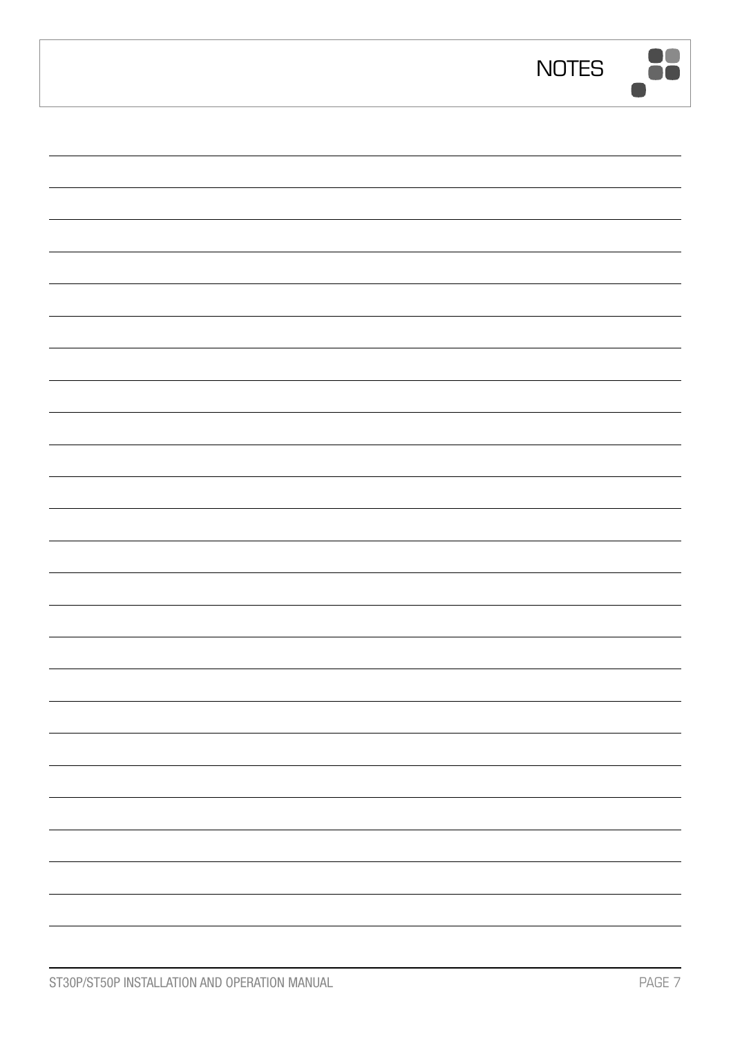# NOTES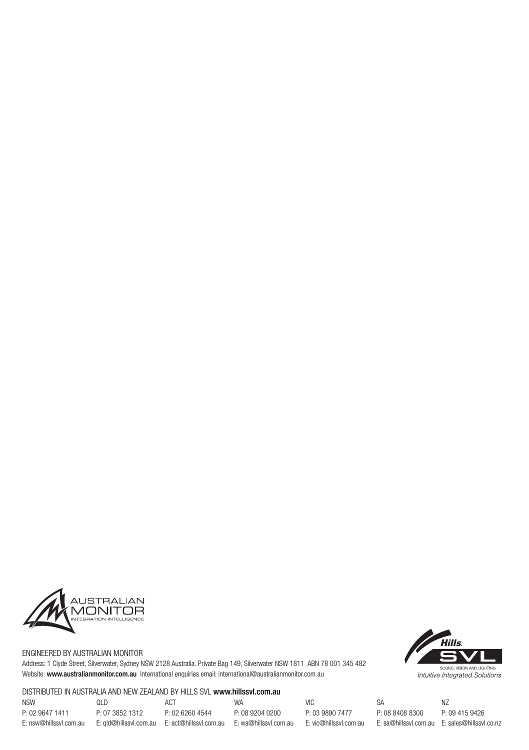AUSTRALIAN MONITOR
INTEGRATION INTELLIGENCE

ENGINEERED BY AUSTRALIAN MONITOR

Address: 1 Clyde Street, Silverwater, Sydney NSW 2128 Australia. Private Bag 149, Silverwater NSW 1811 ABN 78 001 345 482

Website: **www.australianmonitor.com.au** International enquiries email: international@australianmonitor.com.au

Hills SVL
SOUND, VISION AND LIGHTING
*Intuitive Integrated Solutions*

DISTRIBUTED IN AUSTRALIA AND NEW ZEALAND BY HILLS SVL **www.hillssvl.com.au**

| NSW | QLD | ACT | WA | VIC | SA | NZ |
|---|---|---|---|---|---|---|
| P: 02 9647 1411 | P: 07 3852 1312 | P: 02 6260 4544 | P: 08 9204 0200 | P: 03 9890 7477 | P: 08 8408 8300 | P: 09 415 9426 |
| E: nsw@hillssvl.com.au | E: qld@hillssvl.com.au | E: act@hillssvl.com.au | E: wa@hillssvl.com.au | E: vic@hillssvl.com.au | E: sa@hillssvl.com.au | E: sales@hillssvl.co.nz |